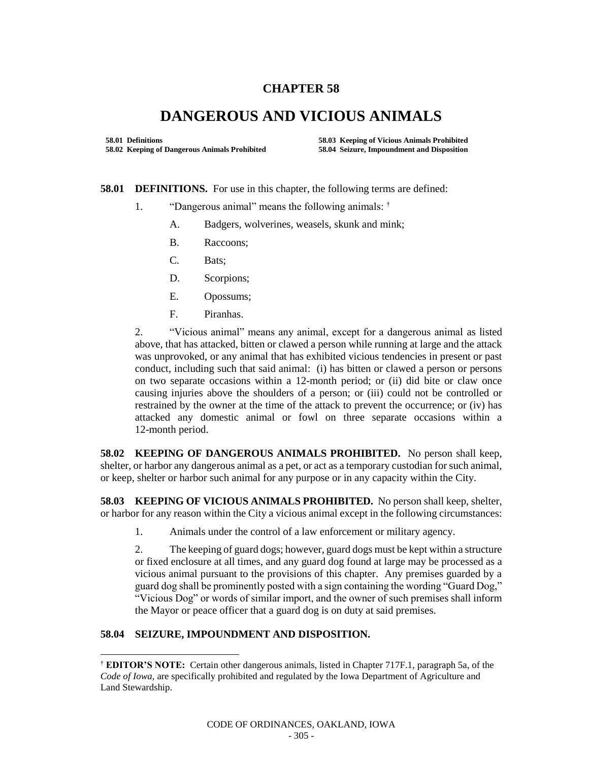# CHAPTER 58

# DANGEROUS AND VICIOUS ANIMALS

**58.01 Definitions**
**58.02 Keeping of Dangerous Animals Prohibited**
**58.03 Keeping of Vicious Animals Prohibited**
**58.04 Seizure, Impoundment and Disposition**

**58.01 DEFINITIONS.** For use in this chapter, the following terms are defined:

1. "Dangerous animal" means the following animals: [†]

   A. Badgers, wolverines, weasels, skunk and mink;

   B. Raccoons;

   C. Bats;

   D. Scorpions;

   E. Opossums;

   F. Piranhas.

2. "Vicious animal" means any animal, except for a dangerous animal as listed above, that has attacked, bitten or clawed a person while running at large and the attack was unprovoked, or any animal that has exhibited vicious tendencies in present or past conduct, including such that said animal: (i) has bitten or clawed a person or persons on two separate occasions within a 12-month period; or (ii) did bite or claw once causing injuries above the shoulders of a person; or (iii) could not be controlled or restrained by the owner at the time of the attack to prevent the occurrence; or (iv) has attacked any domestic animal or fowl on three separate occasions within a 12-month period.

**58.02 KEEPING OF DANGEROUS ANIMALS PROHIBITED.** No person shall keep, shelter, or harbor any dangerous animal as a pet, or act as a temporary custodian for such animal, or keep, shelter or harbor such animal for any purpose or in any capacity within the City.

**58.03 KEEPING OF VICIOUS ANIMALS PROHIBITED.** No person shall keep, shelter, or harbor for any reason within the City a vicious animal except in the following circumstances:

1. Animals under the control of a law enforcement or military agency.

2. The keeping of guard dogs; however, guard dogs must be kept within a structure or fixed enclosure at all times, and any guard dog found at large may be processed as a vicious animal pursuant to the provisions of this chapter. Any premises guarded by a guard dog shall be prominently posted with a sign containing the wording "Guard Dog," "Vicious Dog" or words of similar import, and the owner of such premises shall inform the Mayor or peace officer that a guard dog is on duty at said premises.

**58.04 SEIZURE, IMPOUNDMENT AND DISPOSITION.**

---

[†] **EDITOR'S NOTE:** Certain other dangerous animals, listed in Chapter 717F.1, paragraph 5a, of the *Code of Iowa*, are specifically prohibited and regulated by the Iowa Department of Agriculture and Land Stewardship.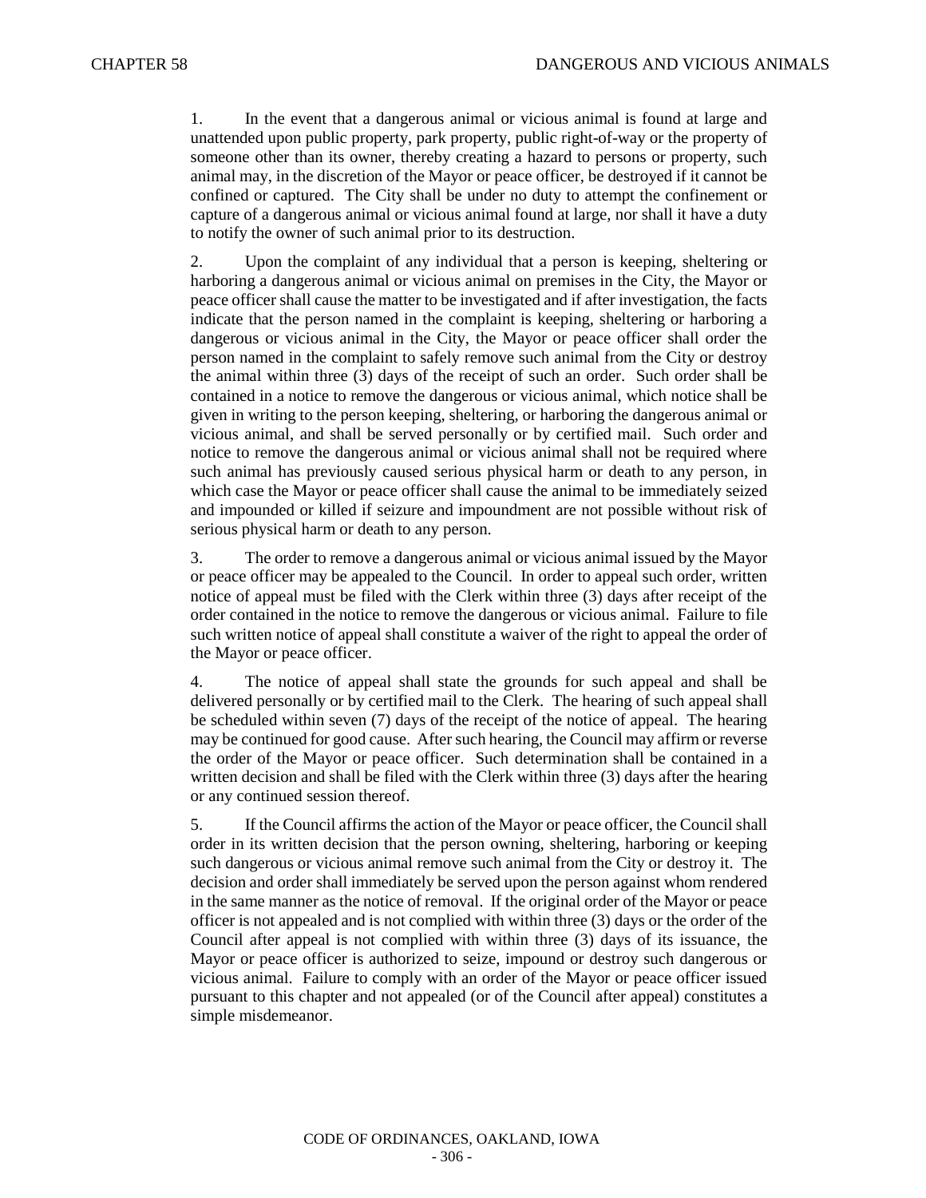1. In the event that a dangerous animal or vicious animal is found at large and unattended upon public property, park property, public right-of-way or the property of someone other than its owner, thereby creating a hazard to persons or property, such animal may, in the discretion of the Mayor or peace officer, be destroyed if it cannot be confined or captured. The City shall be under no duty to attempt the confinement or capture of a dangerous animal or vicious animal found at large, nor shall it have a duty to notify the owner of such animal prior to its destruction.

2. Upon the complaint of any individual that a person is keeping, sheltering or harboring a dangerous animal or vicious animal on premises in the City, the Mayor or peace officer shall cause the matter to be investigated and if after investigation, the facts indicate that the person named in the complaint is keeping, sheltering or harboring a dangerous or vicious animal in the City, the Mayor or peace officer shall order the person named in the complaint to safely remove such animal from the City or destroy the animal within three (3) days of the receipt of such an order. Such order shall be contained in a notice to remove the dangerous or vicious animal, which notice shall be given in writing to the person keeping, sheltering, or harboring the dangerous animal or vicious animal, and shall be served personally or by certified mail. Such order and notice to remove the dangerous animal or vicious animal shall not be required where such animal has previously caused serious physical harm or death to any person, in which case the Mayor or peace officer shall cause the animal to be immediately seized and impounded or killed if seizure and impoundment are not possible without risk of serious physical harm or death to any person.

3. The order to remove a dangerous animal or vicious animal issued by the Mayor or peace officer may be appealed to the Council. In order to appeal such order, written notice of appeal must be filed with the Clerk within three (3) days after receipt of the order contained in the notice to remove the dangerous or vicious animal. Failure to file such written notice of appeal shall constitute a waiver of the right to appeal the order of the Mayor or peace officer.

4. The notice of appeal shall state the grounds for such appeal and shall be delivered personally or by certified mail to the Clerk. The hearing of such appeal shall be scheduled within seven (7) days of the receipt of the notice of appeal. The hearing may be continued for good cause. After such hearing, the Council may affirm or reverse the order of the Mayor or peace officer. Such determination shall be contained in a written decision and shall be filed with the Clerk within three (3) days after the hearing or any continued session thereof.

5. If the Council affirms the action of the Mayor or peace officer, the Council shall order in its written decision that the person owning, sheltering, harboring or keeping such dangerous or vicious animal remove such animal from the City or destroy it. The decision and order shall immediately be served upon the person against whom rendered in the same manner as the notice of removal. If the original order of the Mayor or peace officer is not appealed and is not complied with within three (3) days or the order of the Council after appeal is not complied with within three (3) days of its issuance, the Mayor or peace officer is authorized to seize, impound or destroy such dangerous or vicious animal. Failure to comply with an order of the Mayor or peace officer issued pursuant to this chapter and not appealed (or of the Council after appeal) constitutes a simple misdemeanor.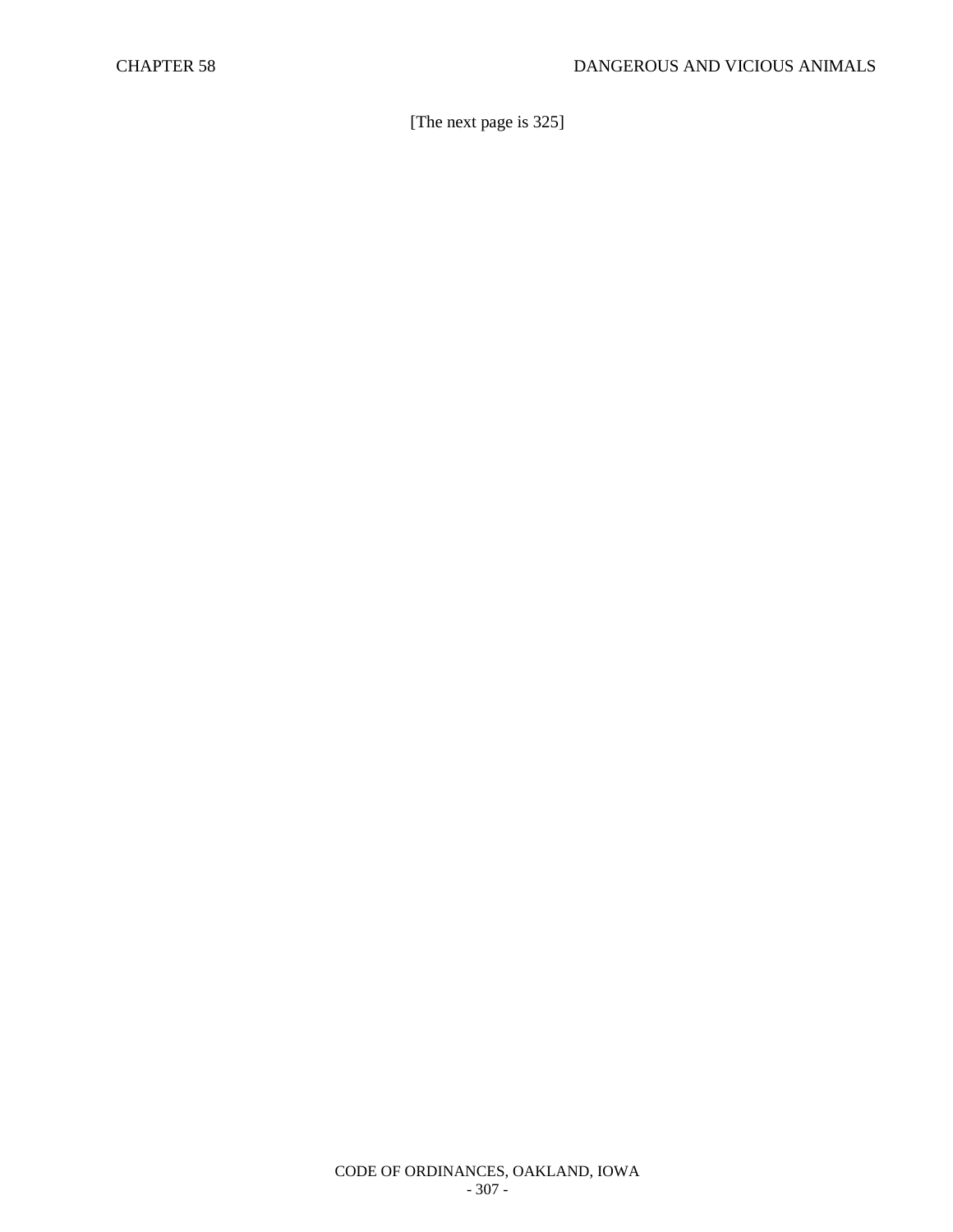[The next page is 325]